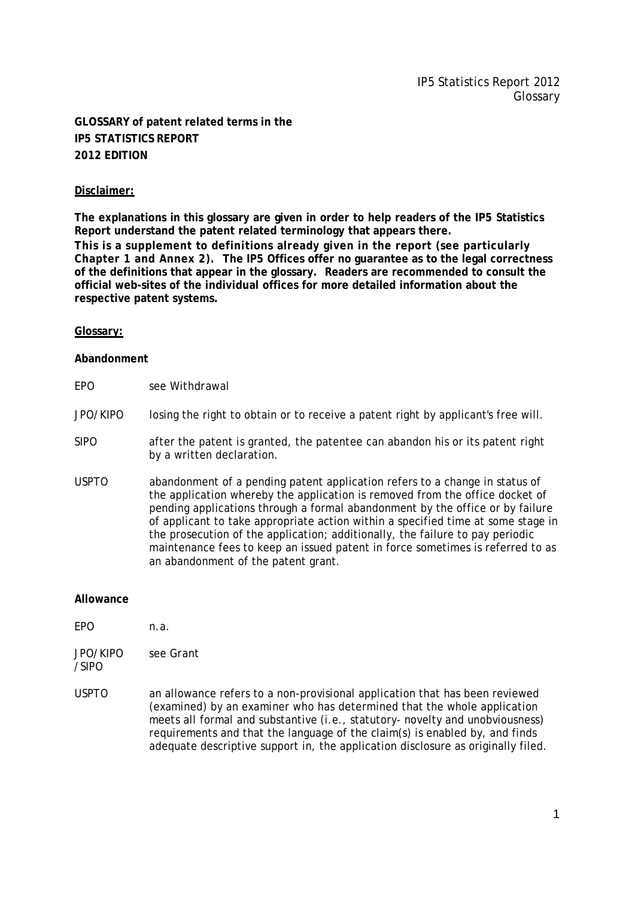**GLOSSARY of patent related terms in the IP5 STATISTICS REPORT 2012 EDITION**

**Disclaimer:**

**The explanations in this glossary are given in order to help readers of the IP5 Statistics Report understand the patent related terminology that appears there. This is a supplement to definitions already given in the report (see particularly Chapter 1 and Annex 2). The IP5 Offices offer no guarantee as to the legal correctness of the definitions that appear in the glossary. Readers are recommended to consult the official web-sites of the individual offices for more detailed information about the respective patent systems.**

**Glossary:**

**Abandonment**

| | |
|---|---|
| EPO | see Withdrawal |
| JPO/KIPO | losing the right to obtain or to receive a patent right by applicant's free will. |
| SIPO | after the patent is granted, the patentee can abandon his or its patent right by a written declaration. |
| USPTO | abandonment of a pending patent application refers to a change in status of the application whereby the application is removed from the office docket of pending applications through a formal abandonment by the office or by failure of applicant to take appropriate action within a specified time at some stage in the prosecution of the application; additionally, the failure to pay periodic maintenance fees to keep an issued patent in force sometimes is referred to as an abandonment of the patent grant. |

**Allowance**

| | |
|---|---|
| EPO | n.a. |
| JPO/KIPO /SIPO | see Grant |
| USPTO | an allowance refers to a non-provisional application that has been reviewed (examined) by an examiner who has determined that the whole application meets all formal and substantive (i.e., statutory- novelty and unobviousness) requirements and that the language of the claim(s) is enabled by, and finds adequate descriptive support in, the application disclosure as originally filed. |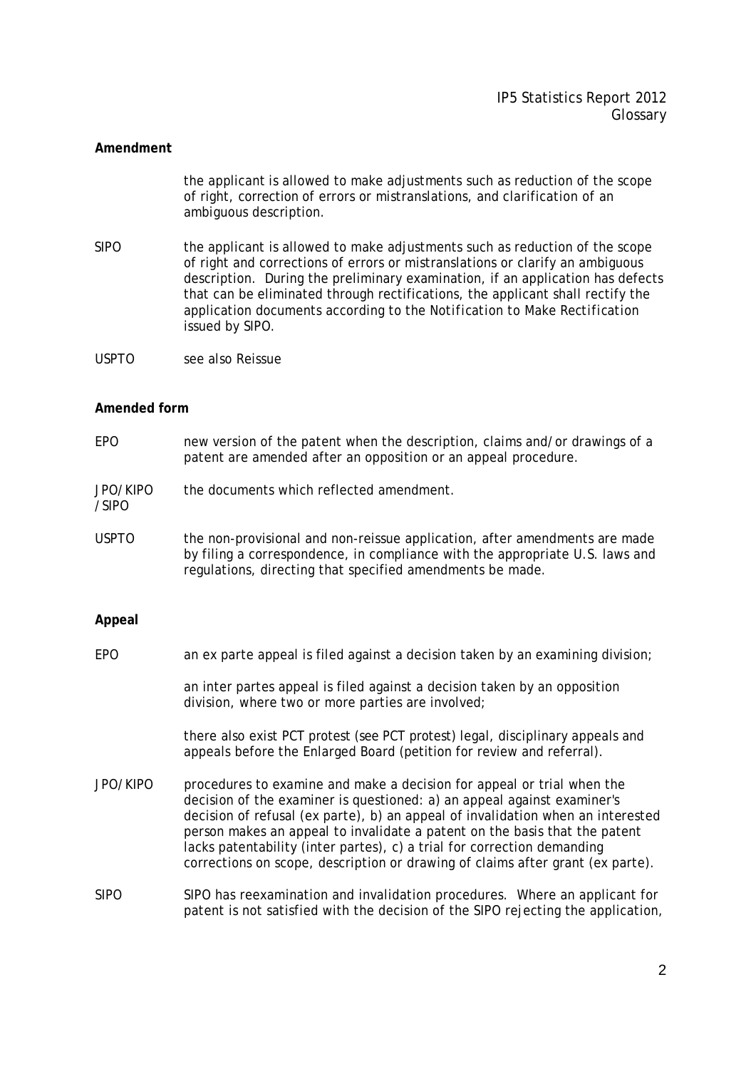**Amendment**

| | |
|---|---|
| | the applicant is allowed to make adjustments such as reduction of the scope of right, correction of errors or mistranslations, and clarification of an ambiguous description. |
| SIPO | the applicant is allowed to make adjustments such as reduction of the scope of right and corrections of errors or mistranslations or clarify an ambiguous description. During the preliminary examination, if an application has defects that can be eliminated through rectifications, the applicant shall rectify the application documents according to the *Notification to Make Rectification* issued by SIPO. |
| USPTO | see also Reissue |

**Amended form**

| | |
|---|---|
| EPO | new version of the patent when the description, claims and/or drawings of a patent are amended after an opposition or an appeal procedure. |
| JPO/KIPO/SIPO | the documents which reflected amendment. |
| USPTO | the non-provisional and non-reissue application, after amendments are made by filing a correspondence, in compliance with the appropriate U.S. laws and regulations, directing that specified amendments be made. |

**Appeal**

| | |
|---|---|
| EPO | an ex parte appeal is filed against a decision taken by an examining division;<br><br>an inter partes appeal is filed against a decision taken by an opposition division, where two or more parties are involved;<br><br>there also exist PCT protest (see PCT protest) legal, disciplinary appeals and appeals before the Enlarged Board (petition for review and referral). |
| JPO/KIPO | procedures to examine and make a decision for appeal or trial when the decision of the examiner is questioned: a) an appeal against examiner's decision of refusal (ex parte), b) an appeal of invalidation when an interested person makes an appeal to invalidate a patent on the basis that the patent lacks patentability (inter partes), c) a trial for correction demanding corrections on scope, description or drawing of claims after grant (ex parte). |
| SIPO | SIPO has reexamination and invalidation procedures. Where an applicant for patent is not satisfied with the decision of the SIPO rejecting the application, |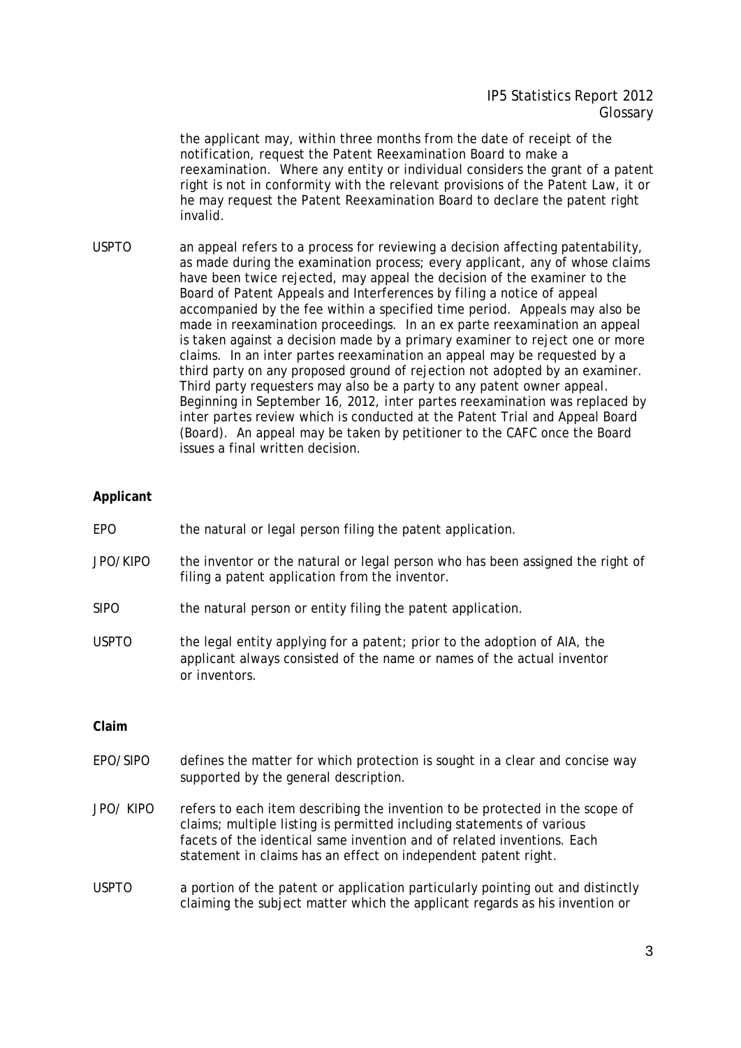the applicant may, within three months from the date of receipt of the notification, request the Patent Reexamination Board to make a reexamination. Where any entity or individual considers the grant of a patent right is not in conformity with the relevant provisions of the Patent Law, it or he may request the Patent Reexamination Board to declare the patent right invalid.

USPTO an appeal refers to a process for reviewing a decision affecting patentability, as made during the examination process; every applicant, any of whose claims have been twice rejected, may appeal the decision of the examiner to the Board of Patent Appeals and Interferences by filing a notice of appeal accompanied by the fee within a specified time period. Appeals may also be made in reexamination proceedings. In an ex parte reexamination an appeal is taken against a decision made by a primary examiner to reject one or more claims. In an inter partes reexamination an appeal may be requested by a third party on any proposed ground of rejection not adopted by an examiner. Third party requesters may also be a party to any patent owner appeal. Beginning in September 16, 2012, inter partes reexamination was replaced by inter partes review which is conducted at the Patent Trial and Appeal Board (Board). An appeal may be taken by petitioner to the CAFC once the Board issues a final written decision.

**Applicant**

EPO the natural or legal person filing the patent application.

JPO/KIPO the inventor or the natural or legal person who has been assigned the right of filing a patent application from the inventor.

SIPO the natural person or entity filing the patent application.

USPTO the legal entity applying for a patent; prior to the adoption of AIA, the applicant always consisted of the name or names of the actual inventor or inventors.

**Claim**

EPO/SIPO defines the matter for which protection is sought in a clear and concise way supported by the general description.

JPO/ KIPO refers to each item describing the invention to be protected in the scope of claims; multiple listing is permitted including statements of various facets of the identical same invention and of related inventions. Each statement in claims has an effect on independent patent right.

USPTO a portion of the patent or application particularly pointing out and distinctly claiming the subject matter which the applicant regards as his invention or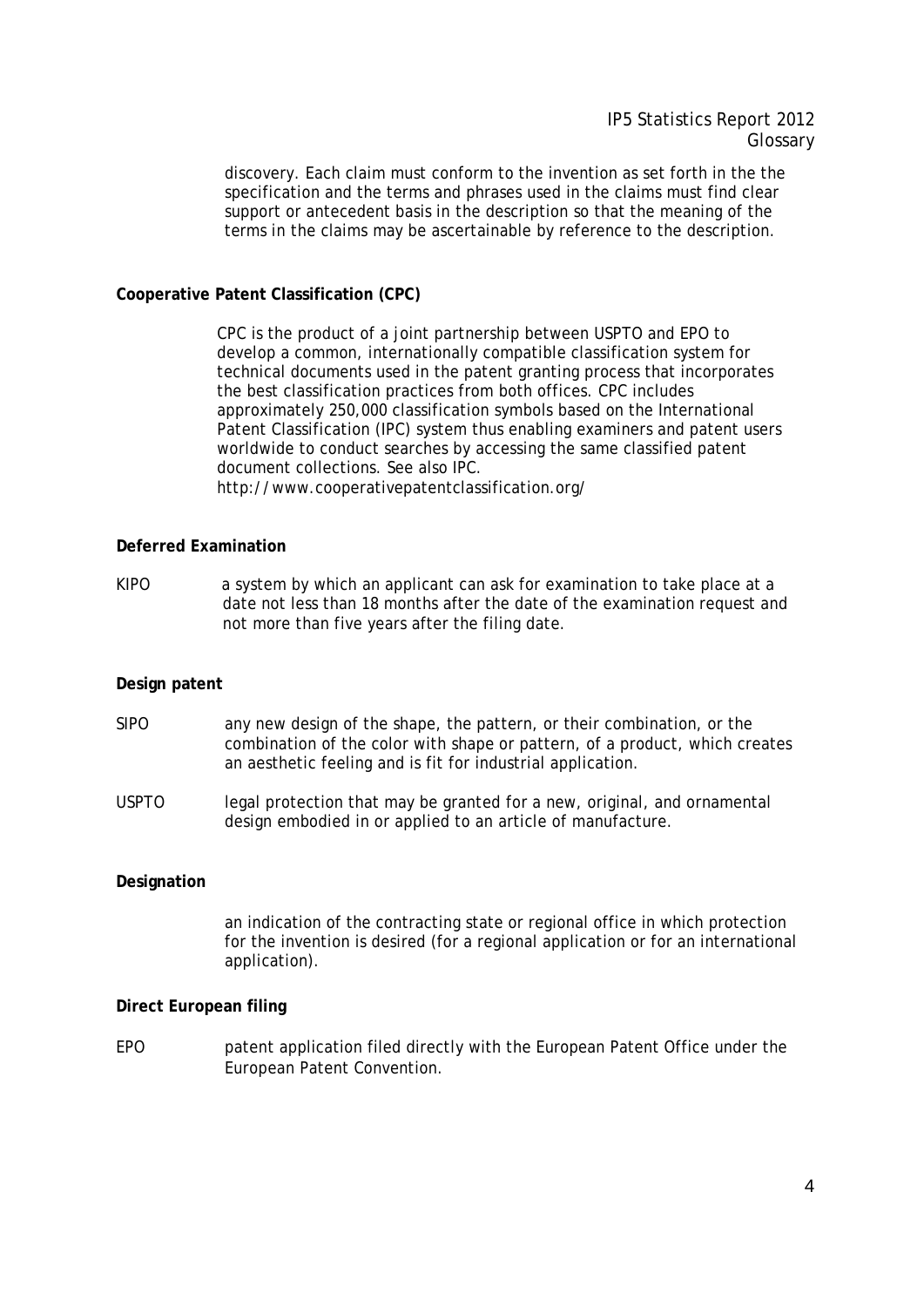discovery. Each claim must conform to the invention as set forth in the the specification and the terms and phrases used in the claims must find clear support or antecedent basis in the description so that the meaning of the terms in the claims may be ascertainable by reference to the description.

**Cooperative Patent Classification (CPC)**

CPC is the product of a joint partnership between USPTO and EPO to develop a common, internationally compatible classification system for technical documents used in the patent granting process that incorporates the best classification practices from both offices. CPC includes approximately 250,000 classification symbols based on the International Patent Classification (IPC) system thus enabling examiners and patent users worldwide to conduct searches by accessing the same classified patent document collections. See also IPC.
http://www.cooperativepatentclassification.org/

**Deferred Examination**

KIPO a system by which an applicant can ask for examination to take place at a date not less than 18 months after the date of the examination request and not more than five years after the filing date.

**Design patent**

SIPO any new design of the shape, the pattern, or their combination, or the combination of the color with shape or pattern, of a product, which creates an aesthetic feeling and is fit for industrial application.

USPTO legal protection that may be granted for a new, original, and ornamental design embodied in or applied to an article of manufacture.

**Designation**

an indication of the contracting state or regional office in which protection for the invention is desired (for a regional application or for an international application).

**Direct European filing**

EPO patent application filed directly with the European Patent Office under the European Patent Convention.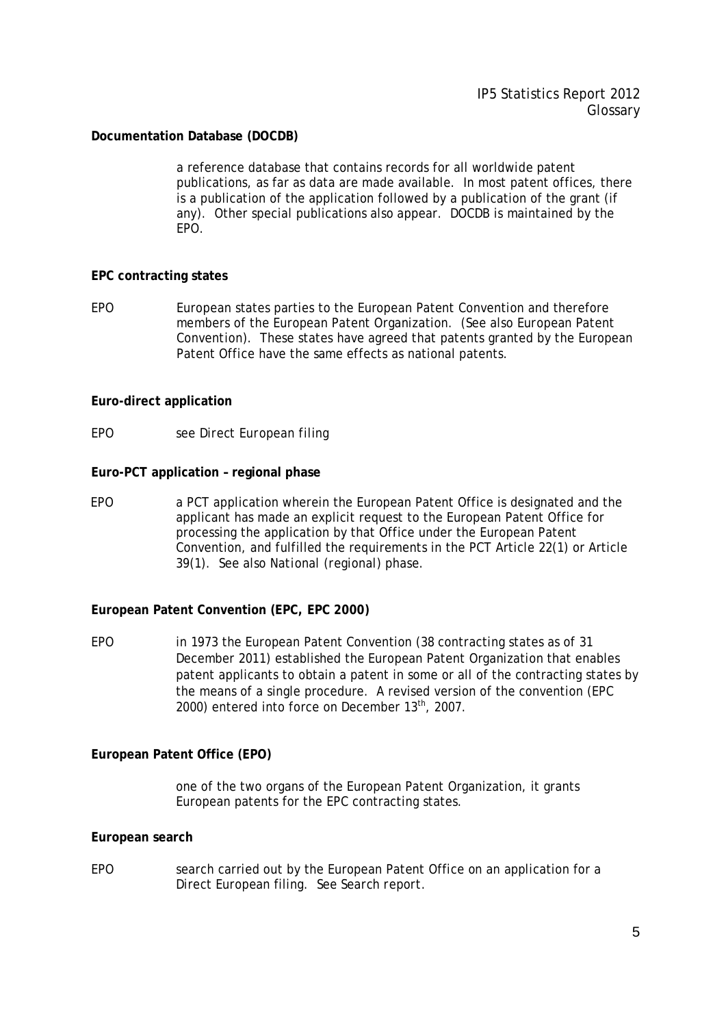**Documentation Database (DOCDB)**

a reference database that contains records for all worldwide patent publications, as far as data are made available. In most patent offices, there is a publication of the application followed by a publication of the grant (if any). Other special publications also appear. DOCDB is maintained by the EPO.

**EPC contracting states**

EPO European states parties to the European Patent Convention and therefore members of the European Patent Organization. (See also *European Patent Convention*). These states have agreed that patents granted by the European Patent Office have the same effects as national patents.

**Euro-direct application**

EPO see *Direct European filing*

**Euro-PCT application – regional phase**

EPO a PCT application wherein the European Patent Office is designated and the applicant has made an explicit request to the European Patent Office for processing the application by that Office under the European Patent Convention, and fulfilled the requirements in the PCT Article 22(1) or Article 39(1). See also *National (regional) phase*.

**European Patent Convention (EPC, EPC 2000)**

EPO in 1973 the European Patent Convention (38 contracting states as of 31 December 2011) established the European Patent Organization that enables patent applicants to obtain a patent in some or all of the contracting states by the means of a single procedure. A revised version of the convention (EPC 2000) entered into force on December 13th, 2007.

**European Patent Office (EPO)**

one of the two organs of the European Patent Organization, it grants European patents for the EPC contracting states.

**European search**

EPO search carried out by the European Patent Office on an application for a *Direct European filing*. See *Search report*.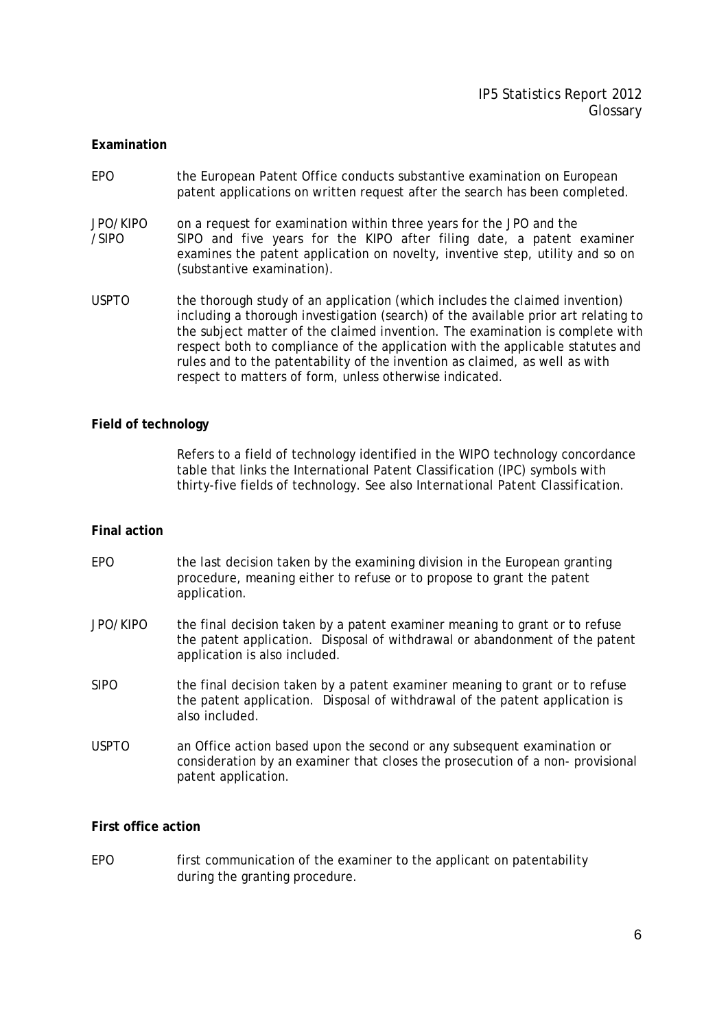**Examination**

EPO — the European Patent Office conducts substantive examination on European patent applications on written request after the search has been completed.

JPO/KIPO/SIPO — on a request for examination within three years for the JPO and the SIPO and five years for the KIPO after filing date, a patent examiner examines the patent application on novelty, inventive step, utility and so on (substantive examination).

USPTO — the thorough study of an application (which includes the claimed invention) including a thorough investigation (search) of the available prior art relating to the subject matter of the claimed invention. The examination is complete with respect both to compliance of the application with the applicable statutes and rules and to the patentability of the invention as claimed, as well as with respect to matters of form, unless otherwise indicated.

**Field of technology**

Refers to a field of technology identified in the WIPO technology concordance table that links the International Patent Classification (IPC) symbols with thirty-five fields of technology. See also International Patent Classification.

**Final action**

EPO — the last decision taken by the examining division in the European granting procedure, meaning either to refuse or to propose to grant the patent application.

JPO/KIPO — the final decision taken by a patent examiner meaning to grant or to refuse the patent application. Disposal of withdrawal or abandonment of the patent application is also included.

SIPO — the final decision taken by a patent examiner meaning to grant or to refuse the patent application. Disposal of withdrawal of the patent application is also included.

USPTO — an Office action based upon the second or any subsequent examination or consideration by an examiner that closes the prosecution of a non- provisional patent application.

**First office action**

EPO — first communication of the examiner to the applicant on patentability during the granting procedure.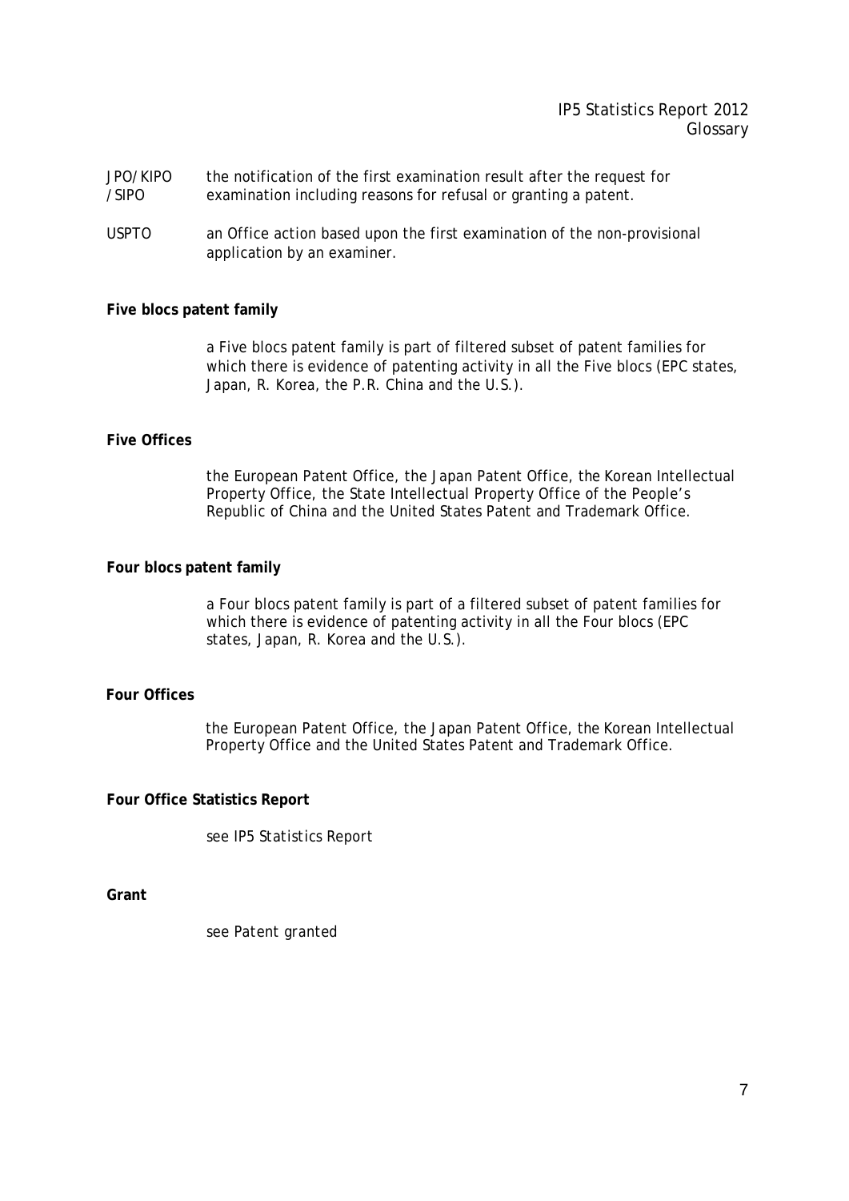JPO/KIPO /SIPO — the notification of the first examination result after the request for examination including reasons for refusal or granting a patent.

USPTO — an Office action based upon the first examination of the non-provisional application by an examiner.

**Five blocs patent family**

a Five blocs patent family is part of filtered subset of patent families for which there is evidence of patenting activity in all the Five blocs (EPC states, Japan, R. Korea, the P.R. China and the U.S.).

**Five Offices**

the European Patent Office, the Japan Patent Office, the Korean Intellectual Property Office, the State Intellectual Property Office of the People's Republic of China and the United States Patent and Trademark Office.

**Four blocs patent family**

a Four blocs patent family is part of a filtered subset of patent families for which there is evidence of patenting activity in all the Four blocs (EPC states, Japan, R. Korea and the U.S.).

**Four Offices**

the European Patent Office, the Japan Patent Office, the Korean Intellectual Property Office and the United States Patent and Trademark Office.

**Four Office Statistics Report**

see *IP5 Statistics Report*

**Grant**

see *Patent granted*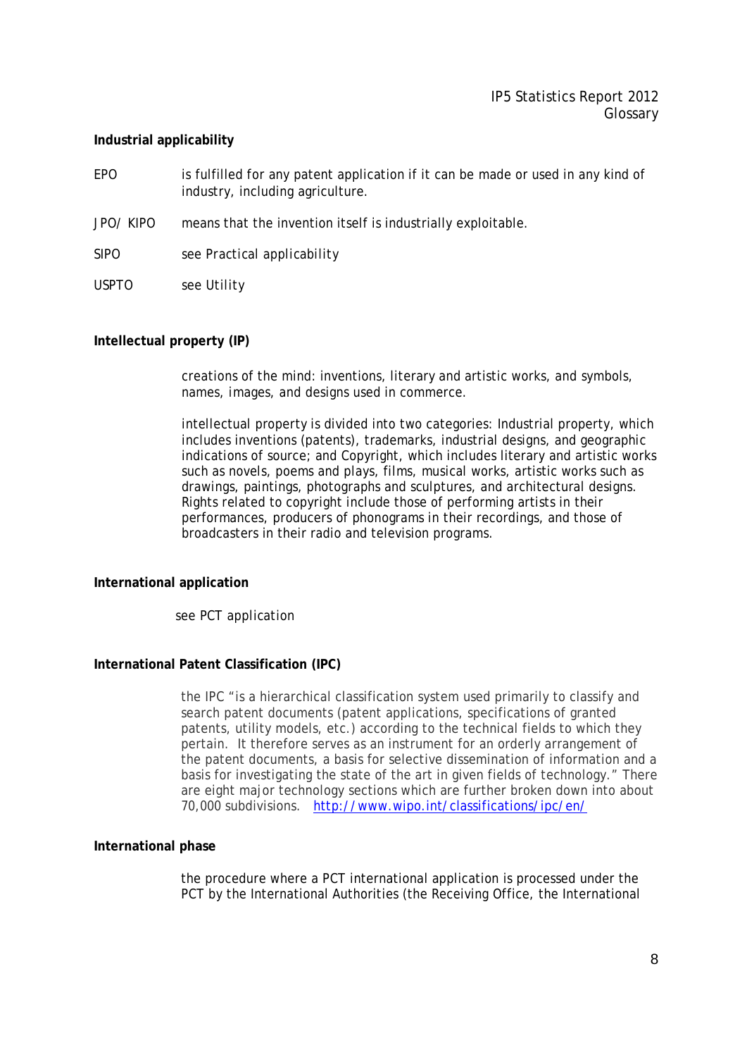**Industrial applicability**

| | |
|---|---|
| EPO | is fulfilled for any patent application if it can be made or used in any kind of industry, including agriculture. |
| JPO/ KIPO | means that the invention itself is industrially exploitable. |
| SIPO | see Practical applicability |
| USPTO | see Utility |

**Intellectual property (IP)**

creations of the mind: inventions, literary and artistic works, and symbols, names, images, and designs used in commerce.

intellectual property is divided into two categories: Industrial property, which includes inventions (patents), trademarks, industrial designs, and geographic indications of source; and Copyright, which includes literary and artistic works such as novels, poems and plays, films, musical works, artistic works such as drawings, paintings, photographs and sculptures, and architectural designs. Rights related to copyright include those of performing artists in their performances, producers of phonograms in their recordings, and those of broadcasters in their radio and television programs.

**International application**

see PCT application

**International Patent Classification (IPC)**

the IPC "is a hierarchical classification system used primarily to classify and search patent documents (patent applications, specifications of granted patents, utility models, etc.) according to the technical fields to which they pertain. It therefore serves as an instrument for an orderly arrangement of the patent documents, a basis for selective dissemination of information and a basis for investigating the state of the art in given fields of technology." There are eight major technology sections which are further broken down into about 70,000 subdivisions. http://www.wipo.int/classifications/ipc/en/

**International phase**

the procedure where a PCT international application is processed under the PCT by the International Authorities (the Receiving Office, the International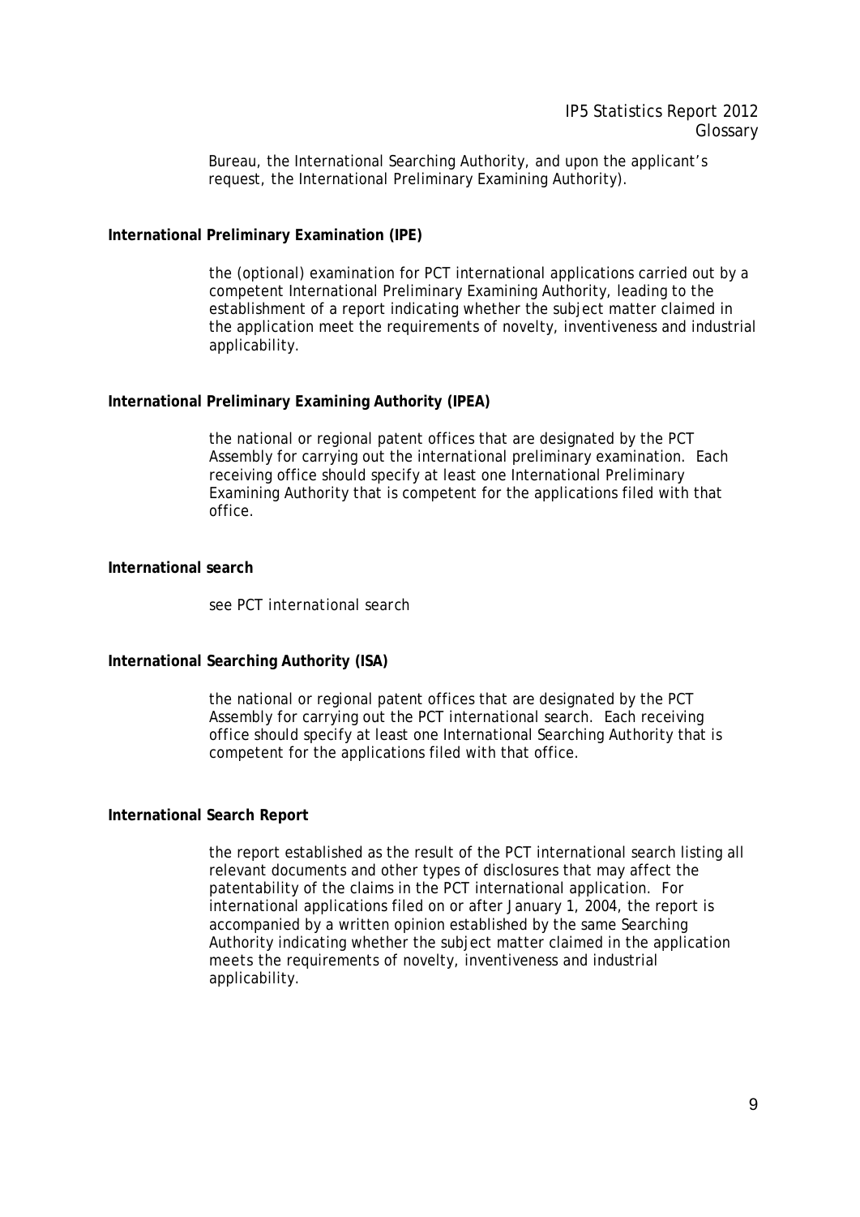Bureau, the International Searching Authority, and upon the applicant's request, the International Preliminary Examining Authority).

**International Preliminary Examination (IPE)**

the (optional) examination for PCT international applications carried out by a competent International Preliminary Examining Authority, leading to the establishment of a report indicating whether the subject matter claimed in the application meet the requirements of novelty, inventiveness and industrial applicability.

**International Preliminary Examining Authority (IPEA)**

the national or regional patent offices that are designated by the PCT Assembly for carrying out the international preliminary examination. Each receiving office should specify at least one International Preliminary Examining Authority that is competent for the applications filed with that office.

**International search**

see *PCT international search*

**International Searching Authority (ISA)**

the national or regional patent offices that are designated by the PCT Assembly for carrying out the PCT international search. Each receiving office should specify at least one International Searching Authority that is competent for the applications filed with that office.

**International Search Report**

the report established as the result of the PCT international search listing all relevant documents and other types of disclosures that may affect the patentability of the claims in the PCT international application. For international applications filed on or after January 1, 2004, the report is accompanied by a written opinion established by the same Searching Authority indicating whether the subject matter claimed in the application meets the requirements of novelty, inventiveness and industrial applicability.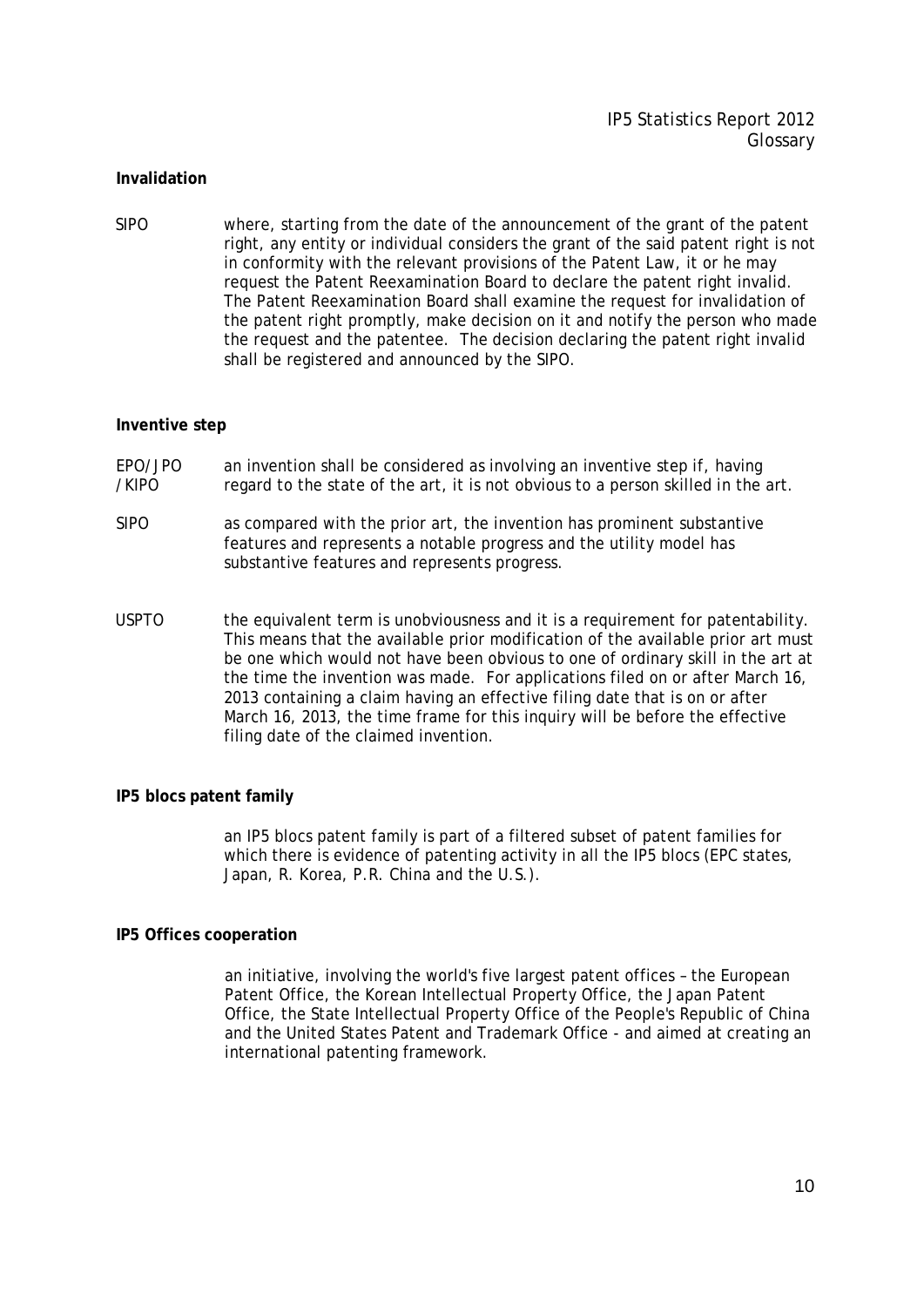**Invalidation**

SIPO — where, starting from the date of the announcement of the grant of the patent right, any entity or individual considers the grant of the said patent right is not in conformity with the relevant provisions of the Patent Law, it or he may request the Patent Reexamination Board to declare the patent right invalid. The Patent Reexamination Board shall examine the request for invalidation of the patent right promptly, make decision on it and notify the person who made the request and the patentee. The decision declaring the patent right invalid shall be registered and announced by the SIPO.

**Inventive step**

EPO/JPO/KIPO — an invention shall be considered as involving an inventive step if, having regard to the state of the art, it is not obvious to a person skilled in the art.

SIPO — as compared with the prior art, the invention has prominent substantive features and represents a notable progress and the utility model has substantive features and represents progress.

USPTO — the equivalent term is unobviousness and it is a requirement for patentability. This means that the available prior modification of the available prior art must be one which would not have been obvious to one of ordinary skill in the art at the time the invention was made. For applications filed on or after March 16, 2013 containing a claim having an effective filing date that is on or after March 16, 2013, the time frame for this inquiry will be before the effective filing date of the claimed invention.

**IP5 blocs patent family**

an IP5 blocs patent family is part of a filtered subset of patent families for which there is evidence of patenting activity in all the IP5 blocs (EPC states, Japan, R. Korea, P.R. China and the U.S.).

**IP5 Offices cooperation**

an initiative, involving the world's five largest patent offices – the European Patent Office, the Korean Intellectual Property Office, the Japan Patent Office, the State Intellectual Property Office of the People's Republic of China and the United States Patent and Trademark Office - and aimed at creating an international patenting framework.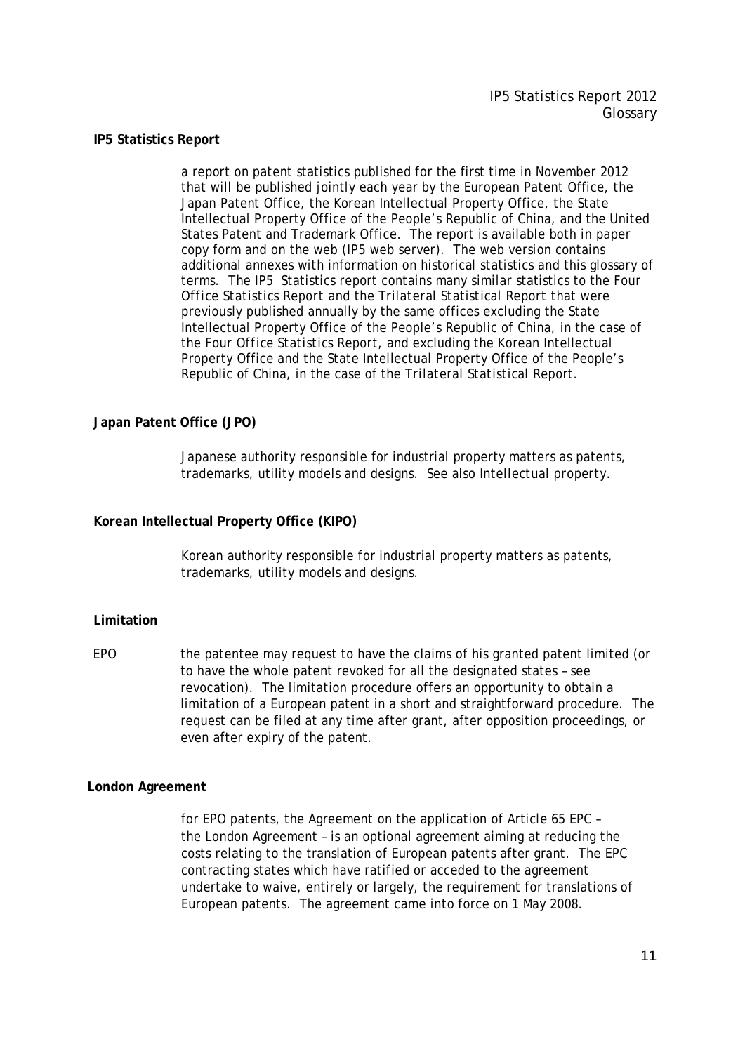**IP5 Statistics Report**

a report on patent statistics published for the first time in November 2012 that will be published jointly each year by the European Patent Office, the Japan Patent Office, the Korean Intellectual Property Office, the State Intellectual Property Office of the People's Republic of China, and the United States Patent and Trademark Office. The report is available both in paper copy form and on the web (IP5 web server). The web version contains additional annexes with information on historical statistics and this glossary of terms. The IP5 Statistics report contains many similar statistics to the Four Office Statistics Report and the Trilateral Statistical Report that were previously published annually by the same offices excluding the State Intellectual Property Office of the People's Republic of China, in the case of the Four Office Statistics Report, and excluding the Korean Intellectual Property Office and the State Intellectual Property Office of the People's Republic of China, in the case of the Trilateral Statistical Report.

**Japan Patent Office (JPO)**

Japanese authority responsible for industrial property matters as patents, trademarks, utility models and designs. See also Intellectual property.

**Korean Intellectual Property Office (KIPO)**

Korean authority responsible for industrial property matters as patents, trademarks, utility models and designs.

**Limitation**

EPO the patentee may request to have the claims of his granted patent limited (or to have the whole patent revoked for all the designated states – see revocation). The limitation procedure offers an opportunity to obtain a limitation of a European patent in a short and straightforward procedure. The request can be filed at any time after grant, after opposition proceedings, or even after expiry of the patent.

**London Agreement**

for EPO patents, the Agreement on the application of Article 65 EPC – the London Agreement – is an optional agreement aiming at reducing the costs relating to the translation of European patents after grant. The EPC contracting states which have ratified or acceded to the agreement undertake to waive, entirely or largely, the requirement for translations of European patents. The agreement came into force on 1 May 2008.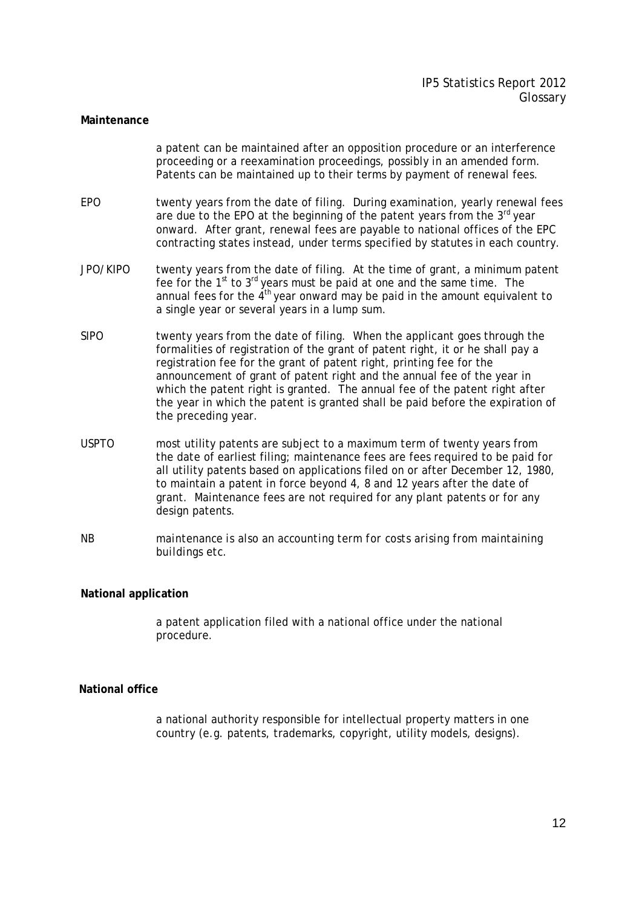**Maintenance**

a patent can be maintained after an opposition procedure or an interference proceeding or a reexamination proceedings, possibly in an amended form. Patents can be maintained up to their terms by payment of renewal fees.

EPO — twenty years from the date of filing. During examination, yearly renewal fees are due to the EPO at the beginning of the patent years from the 3rd year onward. After grant, renewal fees are payable to national offices of the EPC contracting states instead, under terms specified by statutes in each country.

JPO/KIPO — twenty years from the date of filing. At the time of grant, a minimum patent fee for the 1st to 3rd years must be paid at one and the same time. The annual fees for the 4th year onward may be paid in the amount equivalent to a single year or several years in a lump sum.

SIPO — twenty years from the date of filing. When the applicant goes through the formalities of registration of the grant of patent right, it or he shall pay a registration fee for the grant of patent right, printing fee for the announcement of grant of patent right and the annual fee of the year in which the patent right is granted. The annual fee of the patent right after the year in which the patent is granted shall be paid before the expiration of the preceding year.

USPTO — most utility patents are subject to a maximum term of twenty years from the date of earliest filing; maintenance fees are fees required to be paid for all utility patents based on applications filed on or after December 12, 1980, to maintain a patent in force beyond 4, 8 and 12 years after the date of grant. Maintenance fees are not required for any plant patents or for any design patents.

NB — *maintenance is also an accounting term for costs arising from maintaining buildings etc.*

**National application**

a patent application filed with a national office under the national procedure.

**National office**

a national authority responsible for intellectual property matters in one country (e.g. patents, trademarks, copyright, utility models, designs).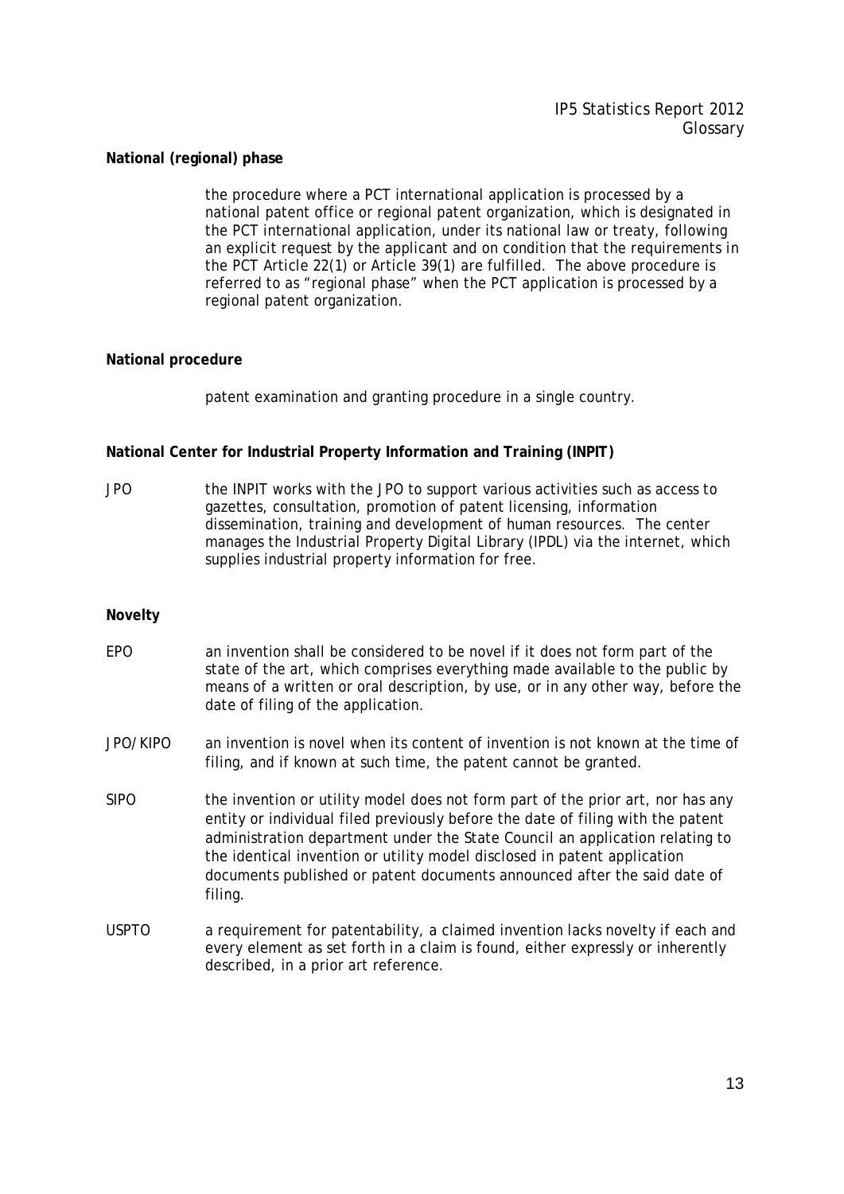**National (regional) phase**

the procedure where a PCT international application is processed by a national patent office or regional patent organization, which is designated in the PCT international application, under its national law or treaty, following an explicit request by the applicant and on condition that the requirements in the PCT Article 22(1) or Article 39(1) are fulfilled. The above procedure is referred to as "regional phase" when the PCT application is processed by a regional patent organization.

**National procedure**

patent examination and granting procedure in a single country.

**National Center for Industrial Property Information and Training (INPIT)**

JPO — the INPIT works with the JPO to support various activities such as access to gazettes, consultation, promotion of patent licensing, information dissemination, training and development of human resources. The center manages the Industrial Property Digital Library (IPDL) via the internet, which supplies industrial property information for free.

**Novelty**

EPO — an invention shall be considered to be novel if it does not form part of the state of the art, which comprises everything made available to the public by means of a written or oral description, by use, or in any other way, before the date of filing of the application.

JPO/KIPO — an invention is novel when its content of invention is not known at the time of filing, and if known at such time, the patent cannot be granted.

SIPO — the invention or utility model does not form part of the prior art, nor has any entity or individual filed previously before the date of filing with the patent administration department under the State Council an application relating to the identical invention or utility model disclosed in patent application documents published or patent documents announced after the said date of filing.

USPTO — a requirement for patentability, a claimed invention lacks novelty if each and every element as set forth in a claim is found, either expressly or inherently described, in a prior art reference.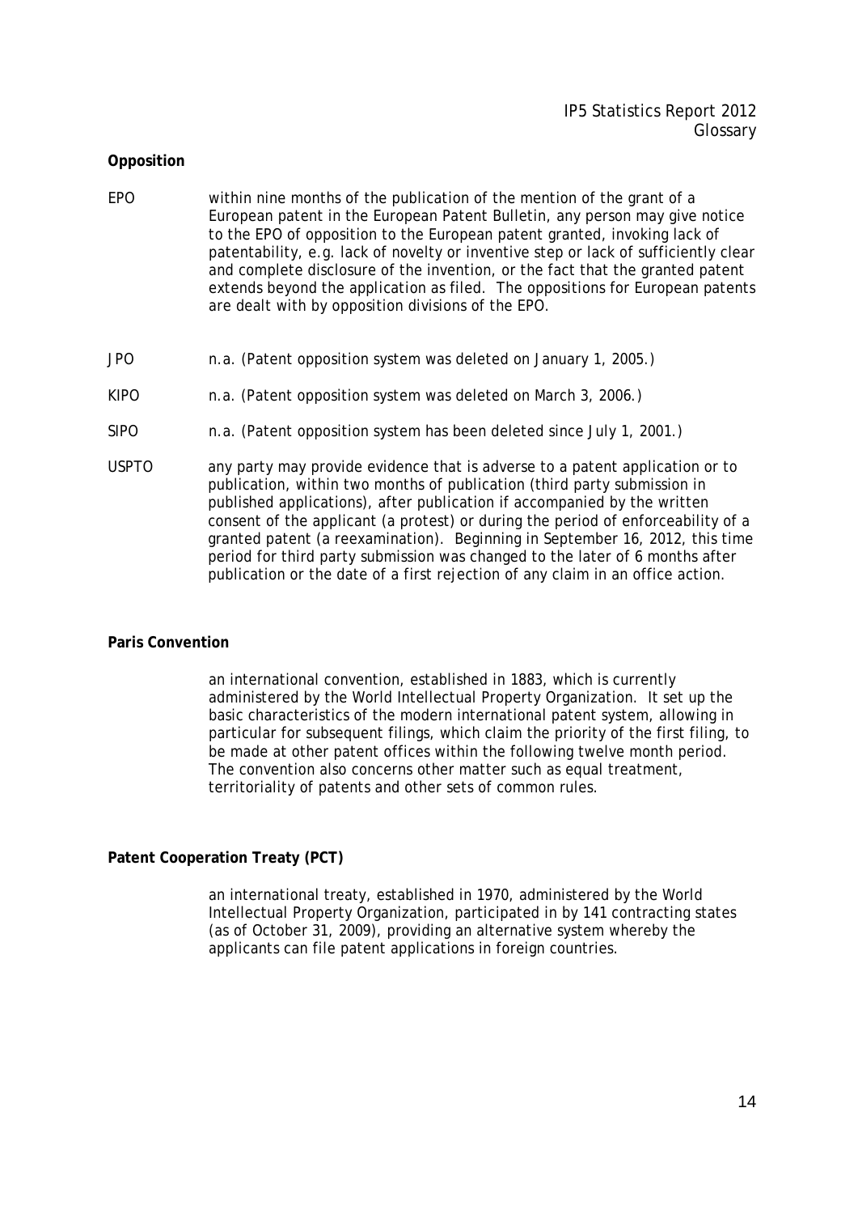**Opposition**

EPO — within nine months of the publication of the mention of the grant of a European patent in the European Patent Bulletin, any person may give notice to the EPO of opposition to the European patent granted, invoking lack of patentability, e.g. lack of novelty or inventive step or lack of sufficiently clear and complete disclosure of the invention, or the fact that the granted patent extends beyond the application as filed. The oppositions for European patents are dealt with by opposition divisions of the EPO.

JPO — n.a. (Patent opposition system was deleted on January 1, 2005.)

KIPO — n.a. (Patent opposition system was deleted on March 3, 2006.)

SIPO — n.a. (Patent opposition system has been deleted since July 1, 2001.)

USPTO — any party may provide evidence that is adverse to a patent application or to publication, within two months of publication (third party submission in published applications), after publication if accompanied by the written consent of the applicant (a protest) or during the period of enforceability of a granted patent (a reexamination). Beginning in September 16, 2012, this time period for third party submission was changed to the later of 6 months after publication or the date of a first rejection of any claim in an office action.

**Paris Convention**

an international convention, established in 1883, which is currently administered by the World Intellectual Property Organization. It set up the basic characteristics of the modern international patent system, allowing in particular for subsequent filings, which claim the priority of the first filing, to be made at other patent offices within the following twelve month period. The convention also concerns other matter such as equal treatment, territoriality of patents and other sets of common rules.

**Patent Cooperation Treaty (PCT)**

an international treaty, established in 1970, administered by the World Intellectual Property Organization, participated in by 141 contracting states (as of October 31, 2009), providing an alternative system whereby the applicants can file patent applications in foreign countries.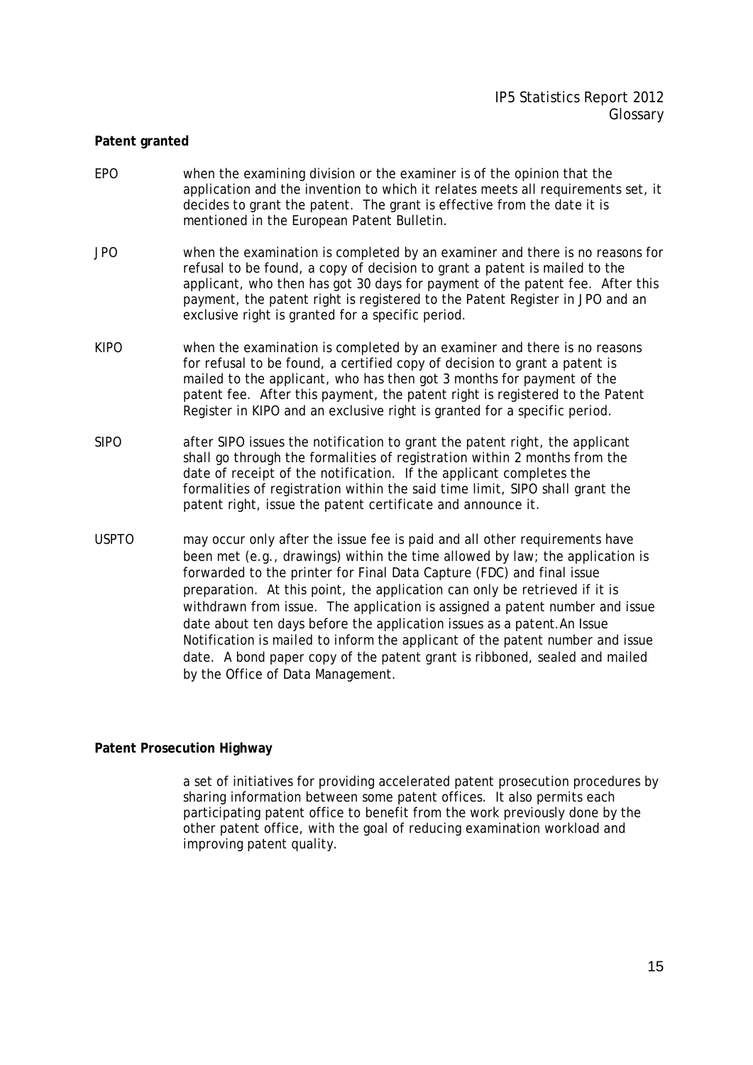**Patent granted**

EPO when the examining division or the examiner is of the opinion that the application and the invention to which it relates meets all requirements set, it decides to grant the patent. The grant is effective from the date it is mentioned in the European Patent Bulletin.

JPO when the examination is completed by an examiner and there is no reasons for refusal to be found, a copy of decision to grant a patent is mailed to the applicant, who then has got 30 days for payment of the patent fee. After this payment, the patent right is registered to the Patent Register in JPO and an exclusive right is granted for a specific period.

KIPO when the examination is completed by an examiner and there is no reasons for refusal to be found, a certified copy of decision to grant a patent is mailed to the applicant, who has then got 3 months for payment of the patent fee. After this payment, the patent right is registered to the Patent Register in KIPO and an exclusive right is granted for a specific period.

SIPO after SIPO issues the notification to grant the patent right, the applicant shall go through the formalities of registration within 2 months from the date of receipt of the notification. If the applicant completes the formalities of registration within the said time limit, SIPO shall grant the patent right, issue the patent certificate and announce it.

USPTO may occur only after the issue fee is paid and all other requirements have been met (e.g., drawings) within the time allowed by law; the application is forwarded to the printer for Final Data Capture (FDC) and final issue preparation. At this point, the application can only be retrieved if it is withdrawn from issue. The application is assigned a patent number and issue date about ten days before the application issues as a patent.An Issue Notification is mailed to inform the applicant of the patent number and issue date. A bond paper copy of the patent grant is ribboned, sealed and mailed by the Office of Data Management.

**Patent Prosecution Highway**

a set of initiatives for providing accelerated patent prosecution procedures by sharing information between some patent offices. It also permits each participating patent office to benefit from the work previously done by the other patent office, with the goal of reducing examination workload and improving patent quality.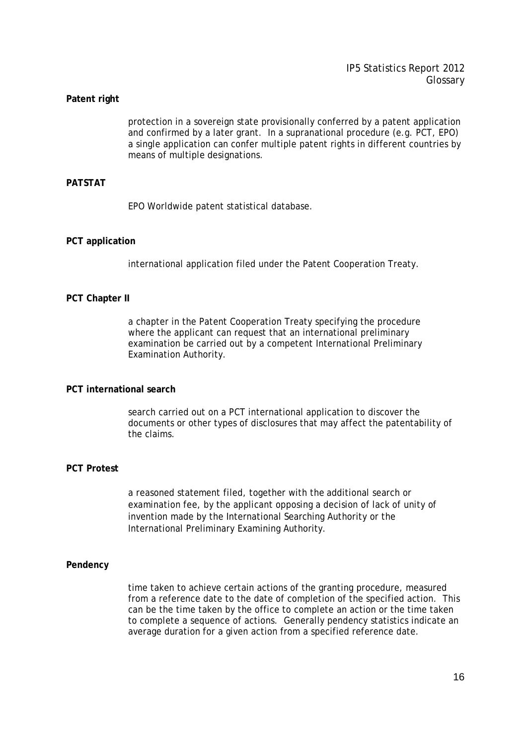**Patent right**

protection in a sovereign state provisionally conferred by a patent application and confirmed by a later grant. In a supranational procedure (e.g. PCT, EPO) a single application can confer multiple patent rights in different countries by means of multiple designations.

**PATSTAT**

EPO Worldwide patent statistical database.

**PCT application**

international application filed under the Patent Cooperation Treaty.

**PCT Chapter II**

a chapter in the Patent Cooperation Treaty specifying the procedure where the applicant can request that an international preliminary examination be carried out by a competent International Preliminary Examination Authority.

**PCT international search**

search carried out on a PCT international application to discover the documents or other types of disclosures that may affect the patentability of the claims.

**PCT Protest**

a reasoned statement filed, together with the additional search or examination fee, by the applicant opposing a decision of lack of unity of invention made by the International Searching Authority or the International Preliminary Examining Authority.

**Pendency**

time taken to achieve certain actions of the granting procedure, measured from a reference date to the date of completion of the specified action. This can be the time taken by the office to complete an action or the time taken to complete a sequence of actions. Generally pendency statistics indicate an average duration for a given action from a specified reference date.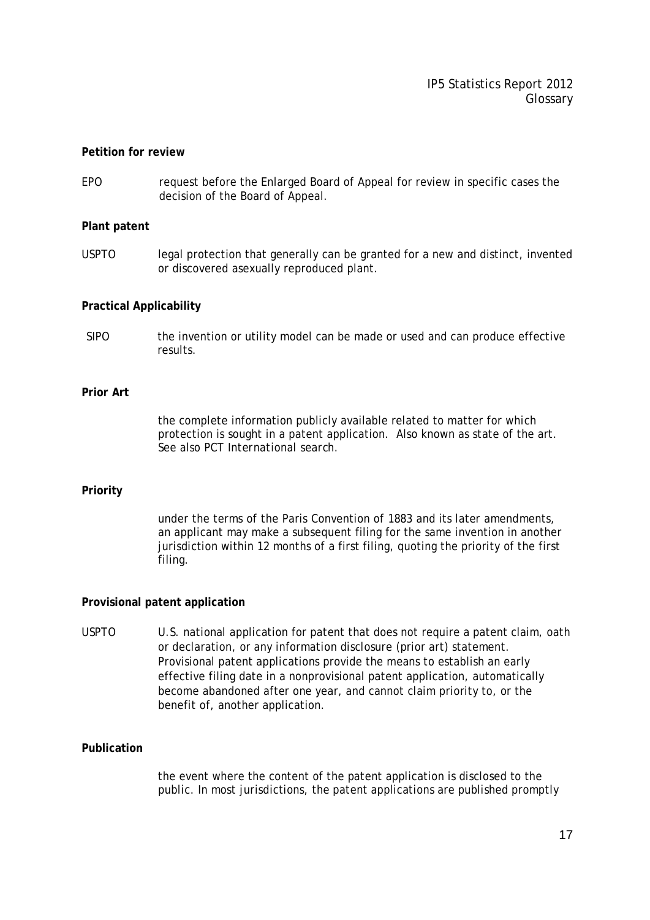**Petition for review**

EPO request before the Enlarged Board of Appeal for review in specific cases the decision of the Board of Appeal.

**Plant patent**

USPTO legal protection that generally can be granted for a new and distinct, invented or discovered asexually reproduced plant.

**Practical Applicability**

SIPO the invention or utility model can be made or used and can produce effective results.

**Prior Art**

the complete information publicly available related to matter for which protection is sought in a patent application. Also known as state of the art. See also PCT International search.

**Priority**

under the terms of the Paris Convention of 1883 and its later amendments, an applicant may make a subsequent filing for the same invention in another jurisdiction within 12 months of a first filing, quoting the priority of the first filing.

**Provisional patent application**

USPTO U.S. national application for patent that does not require a patent claim, oath or declaration, or any information disclosure (prior art) statement. Provisional patent applications provide the means to establish an early effective filing date in a nonprovisional patent application, automatically become abandoned after one year, and cannot claim priority to, or the benefit of, another application.

**Publication**

the event where the content of the patent application is disclosed to the public. In most jurisdictions, the patent applications are published promptly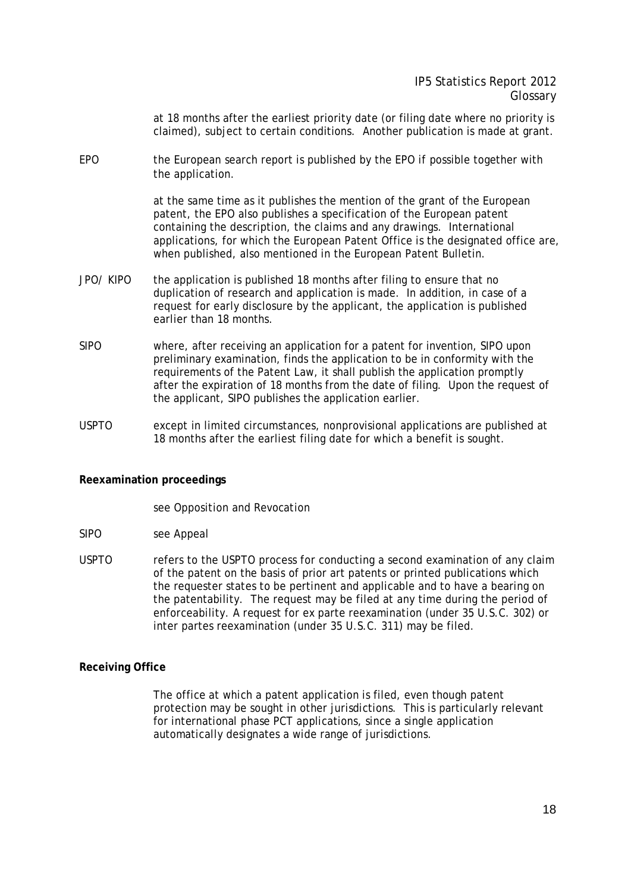at 18 months after the earliest priority date (or filing date where no priority is claimed), subject to certain conditions. Another publication is made at grant.

EPO — the European search report is published by the EPO if possible together with the application.

at the same time as it publishes the mention of the grant of the European patent, the EPO also publishes a specification of the European patent containing the description, the claims and any drawings. International applications, for which the European Patent Office is the designated office are, when published, also mentioned in the European Patent Bulletin.

JPO/ KIPO — the application is published 18 months after filing to ensure that no duplication of research and application is made. In addition, in case of a request for early disclosure by the applicant, the application is published earlier than 18 months.

SIPO — where, after receiving an application for a patent for invention, SIPO upon preliminary examination, finds the application to be in conformity with the requirements of the Patent Law, it shall publish the application promptly after the expiration of 18 months from the date of filing. Upon the request of the applicant, SIPO publishes the application earlier.

USPTO — except in limited circumstances, nonprovisional applications are published at 18 months after the earliest filing date for which a benefit is sought.

**Reexamination proceedings**

see Opposition and Revocation

SIPO — see Appeal

USPTO — refers to the USPTO process for conducting a second examination of any claim of the patent on the basis of prior art patents or printed publications which the requester states to be pertinent and applicable and to have a bearing on the patentability. The request may be filed at any time during the period of enforceability. A request for ex parte reexamination (under 35 U.S.C. 302) or inter partes reexamination (under 35 U.S.C. 311) may be filed.

**Receiving Office**

The office at which a patent application is filed, even though patent protection may be sought in other jurisdictions. This is particularly relevant for international phase PCT applications, since a single application automatically designates a wide range of jurisdictions.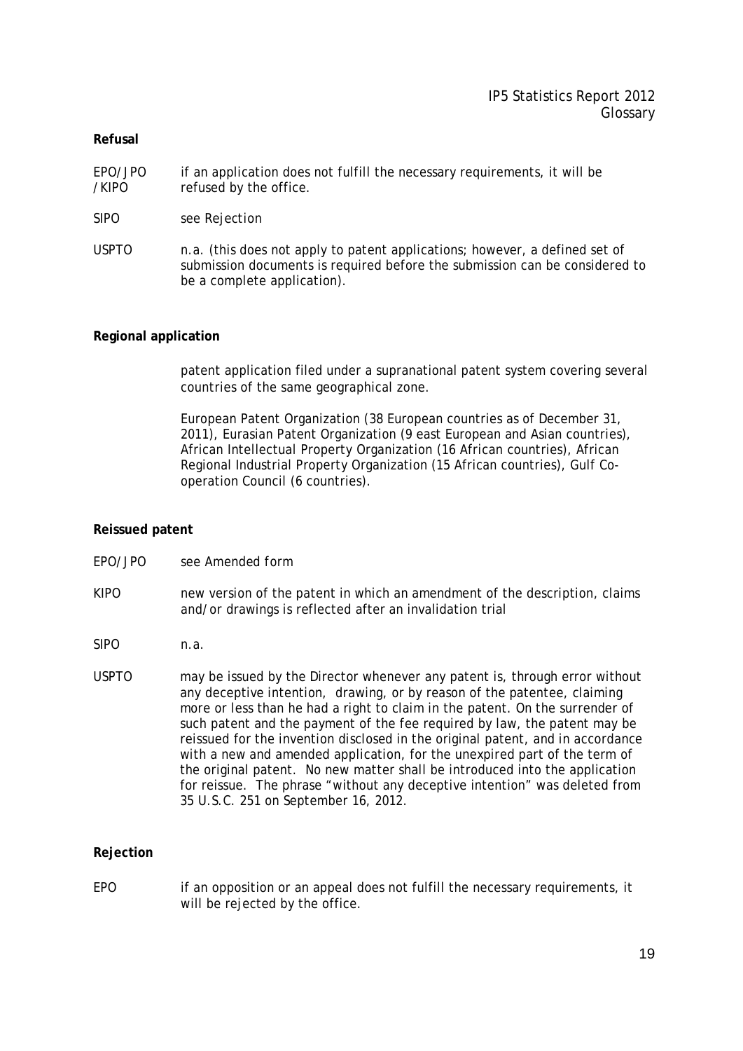**Refusal**

EPO/JPO/KIPO — if an application does not fulfill the necessary requirements, it will be refused by the office.

SIPO — see *Rejection*

USPTO — n.a. (this does not apply to patent applications; however, a defined set of submission documents is required before the submission can be considered to be a complete application).

**Regional application**

patent application filed under a supranational patent system covering several countries of the same geographical zone.

European Patent Organization (38 European countries as of December 31, 2011), Eurasian Patent Organization (9 east European and Asian countries), African Intellectual Property Organization (16 African countries), African Regional Industrial Property Organization (15 African countries), Gulf Co-operation Council (6 countries).

**Reissued patent**

EPO/JPO — see *Amended form*

KIPO — new version of the patent in which an amendment of the description, claims and/or drawings is reflected after an invalidation trial

SIPO — n.a.

USPTO — may be issued by the Director whenever any patent is, through error without any deceptive intention, drawing, or by reason of the patentee, claiming more or less than he had a right to claim in the patent. On the surrender of such patent and the payment of the fee required by law, the patent may be reissued for the invention disclosed in the original patent, and in accordance with a new and amended application, for the unexpired part of the term of the original patent. No new matter shall be introduced into the application for reissue. The phrase "without any deceptive intention" was deleted from 35 U.S.C. 251 on September 16, 2012.

**Rejection**

EPO — if an opposition or an appeal does not fulfill the necessary requirements, it will be rejected by the office.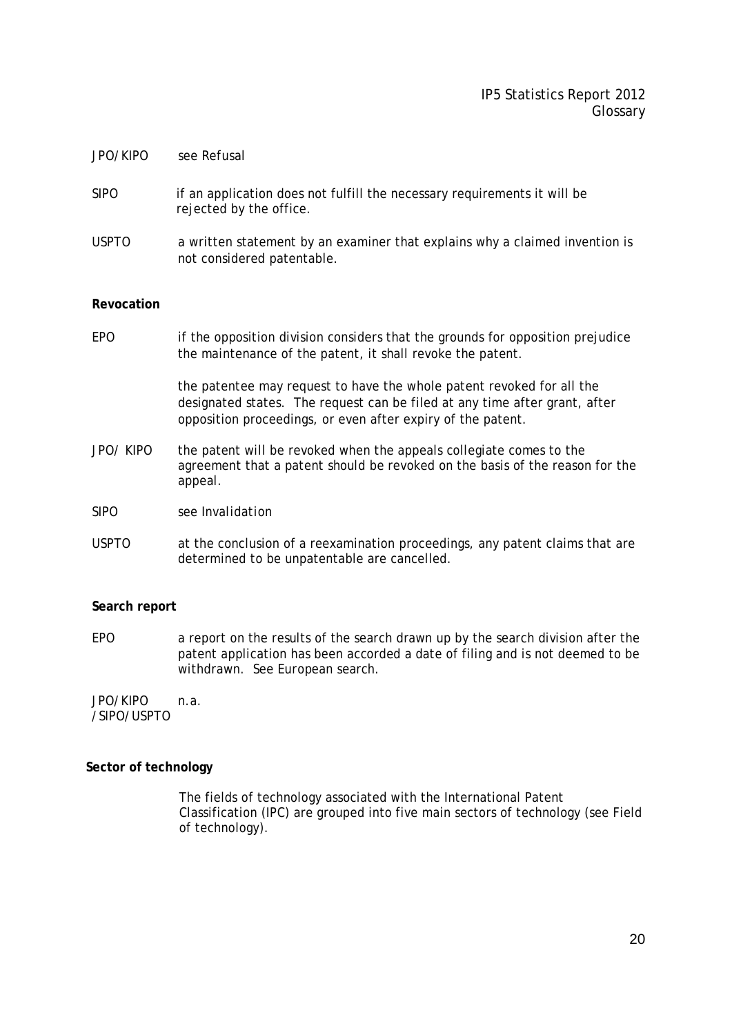JPO/KIPO see *Refusal*

SIPO if an application does not fulfill the necessary requirements it will be rejected by the office.

USPTO a written statement by an examiner that explains why a claimed invention is not considered patentable.

**Revocation**

EPO if the opposition division considers that the grounds for opposition prejudice the maintenance of the patent, it shall revoke the patent.

the patentee may request to have the whole patent revoked for all the designated states. The request can be filed at any time after grant, after opposition proceedings, or even after expiry of the patent.

JPO/ KIPO the patent will be revoked when the appeals collegiate comes to the agreement that a patent should be revoked on the basis of the reason for the appeal.

SIPO see *Invalidation*

USPTO at the conclusion of a reexamination proceedings, any patent claims that are determined to be unpatentable are cancelled.

**Search report**

EPO a report on the results of the search drawn up by the search division after the patent application has been accorded a date of filing and is not deemed to be withdrawn. See European search.

JPO/KIPO /SIPO/USPTO n.a.

**Sector of technology**

The fields of technology associated with the International Patent Classification (IPC) are grouped into five main sectors of technology (see Field of technology).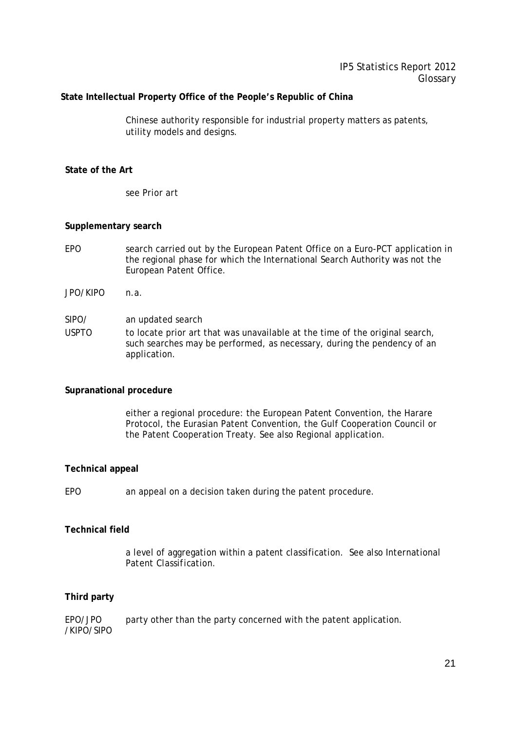**State Intellectual Property Office of the People's Republic of China**

Chinese authority responsible for industrial property matters as patents, utility models and designs.

**State of the Art**

see Prior art

**Supplementary search**

| | |
|---|---|
| EPO | search carried out by the European Patent Office on a Euro-PCT application in the regional phase for which the International Search Authority was not the European Patent Office. |
| JPO/KIPO | n.a. |
| SIPO/ USPTO | an updated search<br>to locate prior art that was unavailable at the time of the original search, such searches may be performed, as necessary, during the pendency of an application. |

**Supranational procedure**

either a regional procedure: the European Patent Convention, the Harare Protocol, the Eurasian Patent Convention, the Gulf Cooperation Council or the Patent Cooperation Treaty. See also Regional application.

**Technical appeal**

| | |
|---|---|
| EPO | an appeal on a decision taken during the patent procedure. |

**Technical field**

a level of aggregation within a patent classification. See also International Patent Classification.

**Third party**

| | |
|---|---|
| EPO/JPO /KIPO/SIPO | party other than the party concerned with the patent application. |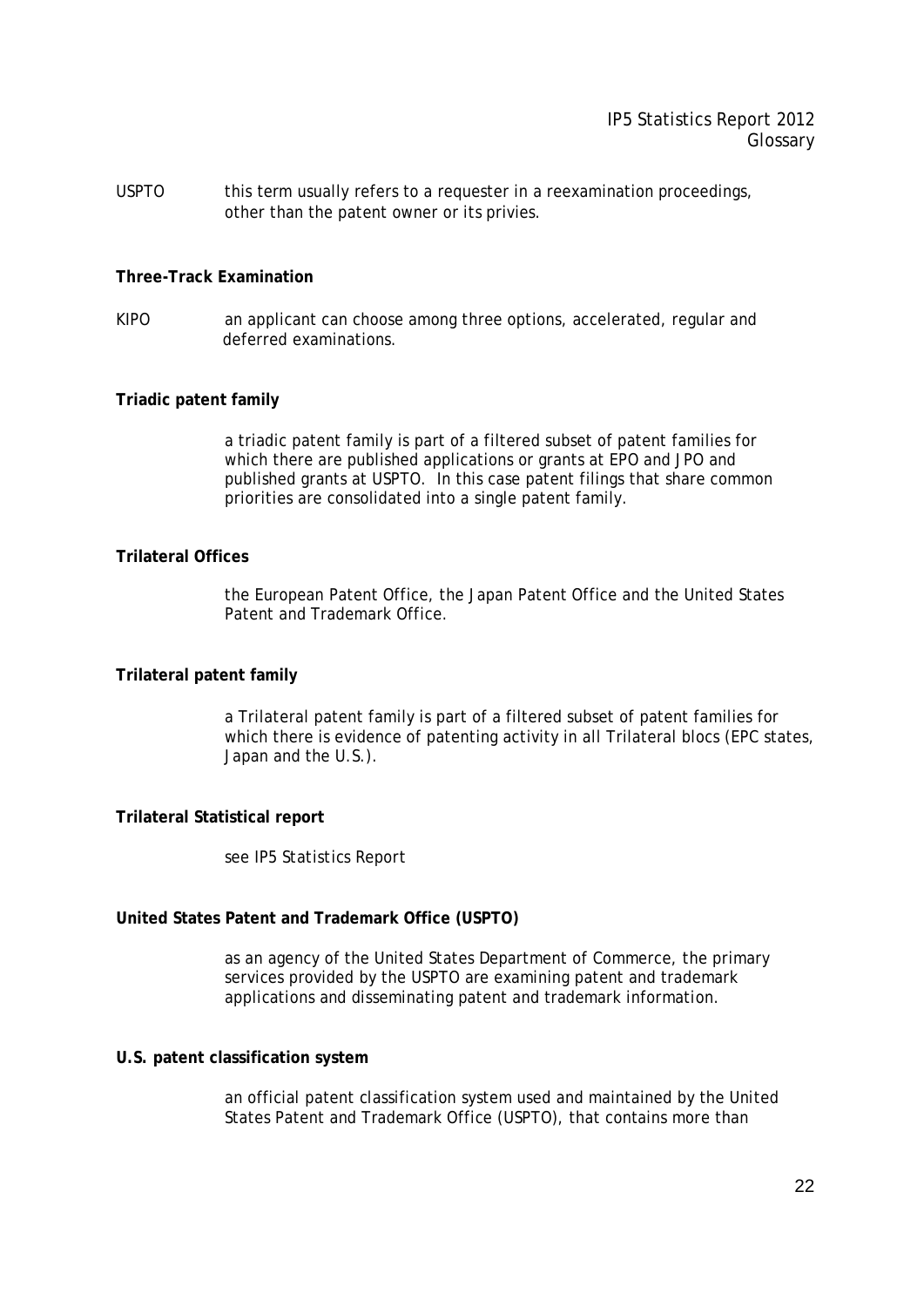USPTO this term usually refers to a requester in a reexamination proceedings, other than the patent owner or its privies.

**Three-Track Examination**

KIPO an applicant can choose among three options, accelerated, regular and deferred examinations.

**Triadic patent family**

a triadic patent family is part of a filtered subset of patent families for which there are published applications or grants at EPO and JPO and published grants at USPTO. In this case patent filings that share common priorities are consolidated into a single patent family.

**Trilateral Offices**

the European Patent Office, the Japan Patent Office and the United States Patent and Trademark Office.

**Trilateral patent family**

a Trilateral patent family is part of a filtered subset of patent families for which there is evidence of patenting activity in all Trilateral blocs (EPC states, Japan and the U.S.).

**Trilateral Statistical report**

see *IP5 Statistics Report*

**United States Patent and Trademark Office (USPTO)**

as an agency of the United States Department of Commerce, the primary services provided by the USPTO are examining patent and trademark applications and disseminating patent and trademark information.

**U.S. patent classification system**

an official patent classification system used and maintained by the United States Patent and Trademark Office (USPTO), that contains more than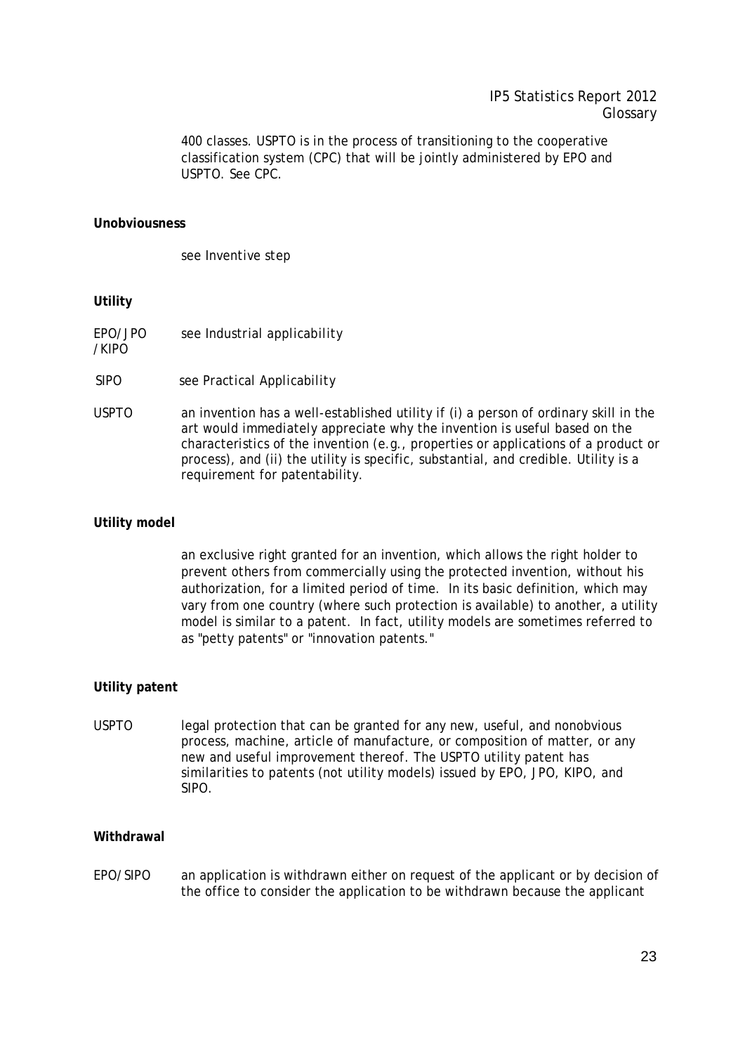400 classes. USPTO is in the process of transitioning to the cooperative classification system (CPC) that will be jointly administered by EPO and USPTO. See CPC.

**Unobviousness**

see Inventive step

**Utility**

EPO/JPO/KIPO see Industrial applicability

SIPO see Practical Applicability

USPTO an invention has a well-established utility if (i) a person of ordinary skill in the art would immediately appreciate why the invention is useful based on the characteristics of the invention (e.g., properties or applications of a product or process), and (ii) the utility is specific, substantial, and credible. Utility is a requirement for patentability.

**Utility model**

an exclusive right granted for an invention, which allows the right holder to prevent others from commercially using the protected invention, without his authorization, for a limited period of time. In its basic definition, which may vary from one country (where such protection is available) to another, a utility model is similar to a patent. In fact, utility models are sometimes referred to as "petty patents" or "innovation patents."

**Utility patent**

USPTO legal protection that can be granted for any new, useful, and nonobvious process, machine, article of manufacture, or composition of matter, or any new and useful improvement thereof. The USPTO utility patent has similarities to patents (not utility models) issued by EPO, JPO, KIPO, and SIPO.

**Withdrawal**

EPO/SIPO an application is withdrawn either on request of the applicant or by decision of the office to consider the application to be withdrawn because the applicant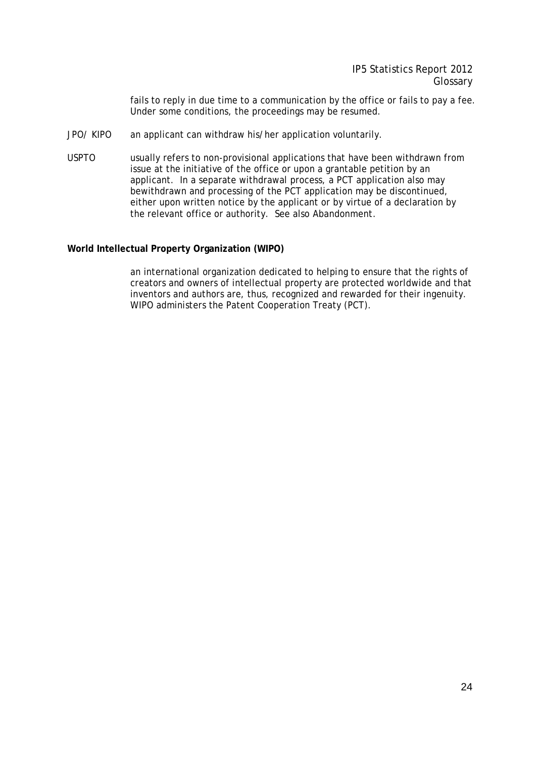fails to reply in due time to a communication by the office or fails to pay a fee. Under some conditions, the proceedings may be resumed.

JPO/ KIPO    an applicant can withdraw his/her application voluntarily.

USPTO    usually refers to non-provisional applications that have been withdrawn from issue at the initiative of the office or upon a grantable petition by an applicant. In a separate withdrawal process, a PCT application also may bewithdrawn and processing of the PCT application may be discontinued, either upon written notice by the applicant or by virtue of a declaration by the relevant office or authority. See also Abandonment.

**World Intellectual Property Organization (WIPO)**

an international organization dedicated to helping to ensure that the rights of creators and owners of intellectual property are protected worldwide and that inventors and authors are, thus, recognized and rewarded for their ingenuity. WIPO administers the Patent Cooperation Treaty (PCT).